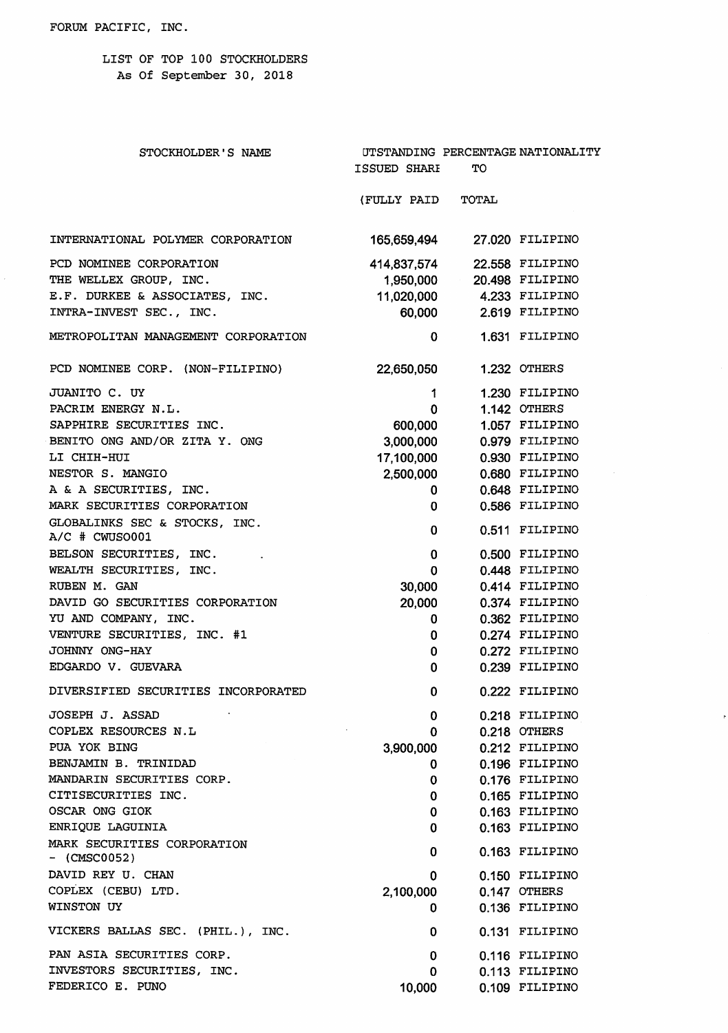FORUM PACIFIC, INC.

LIST OF TOP 100 STOCKHOLDERS
As Of September 30, 2018

| STOCKHOLDER'S NAME | UTSTANDING ISSUED SHARI (FULLY PAID | PERCENTAGE TO TOTAL | NATIONALITY |
|---|---|---|---|
| INTERNATIONAL POLYMER CORPORATION | 165,659,494 | 27.020 | FILIPINO |
| PCD NOMINEE CORPORATION | 414,837,574 | 22.558 | FILIPINO |
| THE WELLEX GROUP, INC. | 1,950,000 | 20.498 | FILIPINO |
| E.F. DURKEE & ASSOCIATES, INC. | 11,020,000 | 4.233 | FILIPINO |
| INTRA-INVEST SEC., INC. | 60,000 | 2.619 | FILIPINO |
| METROPOLITAN MANAGEMENT CORPORATION | 0 | 1.631 | FILIPINO |
| PCD NOMINEE CORP. (NON-FILIPINO) | 22,650,050 | 1.232 | OTHERS |
| JUANITO C. UY | 1 | 1.230 | FILIPINO |
| PACRIM ENERGY N.L. | 0 | 1.142 | OTHERS |
| SAPPHIRE SECURITIES INC. | 600,000 | 1.057 | FILIPINO |
| BENITO ONG AND/OR ZITA Y. ONG | 3,000,000 | 0.979 | FILIPINO |
| LI CHIH-HUI | 17,100,000 | 0.930 | FILIPINO |
| NESTOR S. MANGIO | 2,500,000 | 0.680 | FILIPINO |
| A & A SECURITIES, INC. | 0 | 0.648 | FILIPINO |
| MARK SECURITIES CORPORATION | 0 | 0.586 | FILIPINO |
| GLOBALINKS SEC & STOCKS, INC. A/C # CWUSO001 | 0 | 0.511 | FILIPINO |
| BELSON SECURITIES, INC. | 0 | 0.500 | FILIPINO |
| WEALTH SECURITIES, INC. | 0 | 0.448 | FILIPINO |
| RUBEN M. GAN | 30,000 | 0.414 | FILIPINO |
| DAVID GO SECURITIES CORPORATION | 20,000 | 0.374 | FILIPINO |
| YU AND COMPANY, INC. | 0 | 0.362 | FILIPINO |
| VENTURE SECURITIES, INC. #1 | 0 | 0.274 | FILIPINO |
| JOHNNY ONG-HAY | 0 | 0.272 | FILIPINO |
| EDGARDO V. GUEVARA | 0 | 0.239 | FILIPINO |
| DIVERSIFIED SECURITIES INCORPORATED | 0 | 0.222 | FILIPINO |
| JOSEPH J. ASSAD | 0 | 0.218 | FILIPINO |
| COPLEX RESOURCES N.L | 0 | 0.218 | OTHERS |
| PUA YOK BING | 3,900,000 | 0.212 | FILIPINO |
| BENJAMIN B. TRINIDAD | 0 | 0.196 | FILIPINO |
| MANDARIN SECURITIES CORP. | 0 | 0.176 | FILIPINO |
| CITISECURITIES INC. | 0 | 0.165 | FILIPINO |
| OSCAR ONG GIOK | 0 | 0.163 | FILIPINO |
| ENRIQUE LAGUINIA | 0 | 0.163 | FILIPINO |
| MARK SECURITIES CORPORATION - (CMSC0052) | 0 | 0.163 | FILIPINO |
| DAVID REY U. CHAN | 0 | 0.150 | FILIPINO |
| COPLEX (CEBU) LTD. | 2,100,000 | 0.147 | OTHERS |
| WINSTON UY | 0 | 0.136 | FILIPINO |
| VICKERS BALLAS SEC. (PHIL.), INC. | 0 | 0.131 | FILIPINO |
| PAN ASIA SECURITIES CORP. | 0 | 0.116 | FILIPINO |
| INVESTORS SECURITIES, INC. | 0 | 0.113 | FILIPINO |
| FEDERICO E. PUNO | 10,000 | 0.109 | FILIPINO |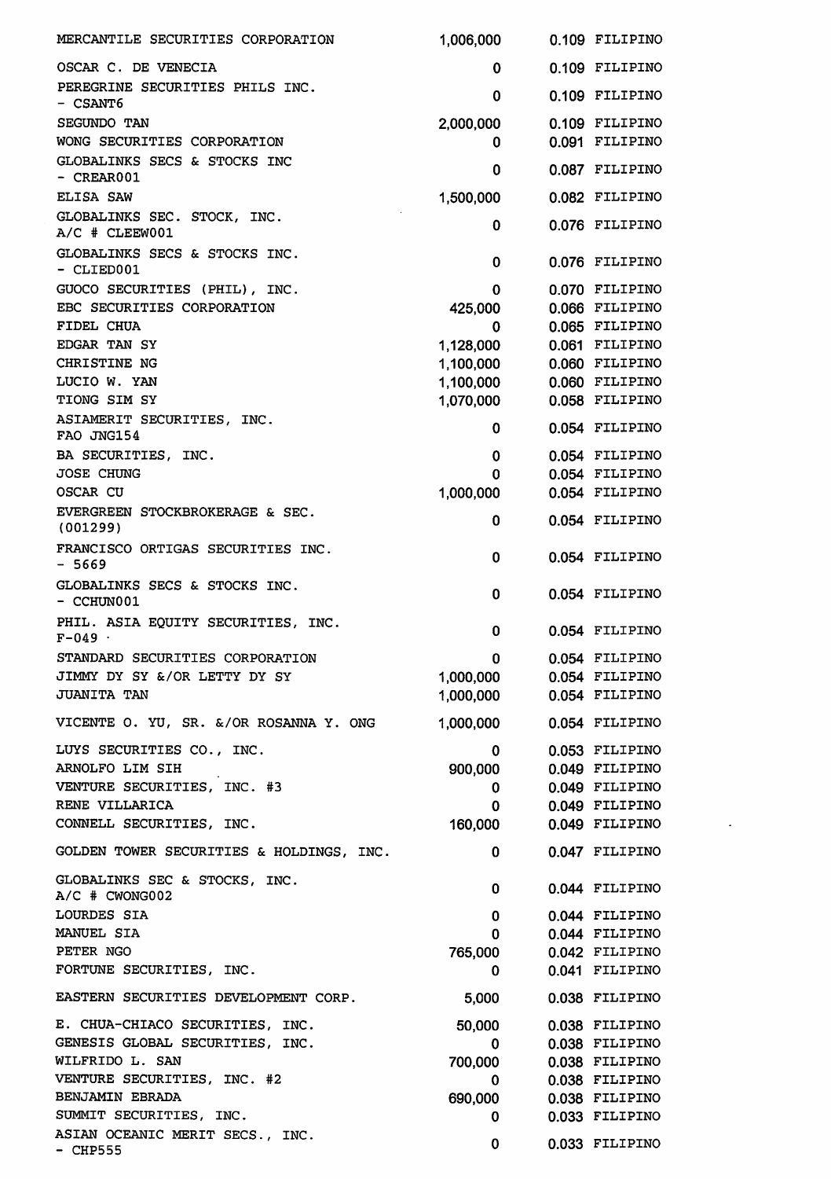| | | | |
|---|---|---|---|
| MERCANTILE SECURITIES CORPORATION | 1,006,000 | 0.109 | FILIPINO |
| OSCAR C. DE VENECIA | 0 | 0.109 | FILIPINO |
| PEREGRINE SECURITIES PHILS INC. - CSANT6 | 0 | 0.109 | FILIPINO |
| SEGUNDO TAN | 2,000,000 | 0.109 | FILIPINO |
| WONG SECURITIES CORPORATION | 0 | 0.091 | FILIPINO |
| GLOBALINKS SECS & STOCKS INC - CREAR001 | 0 | 0.087 | FILIPINO |
| ELISA SAW | 1,500,000 | 0.082 | FILIPINO |
| GLOBALINKS SEC. STOCK, INC. A/C # CLEEW001 | 0 | 0.076 | FILIPINO |
| GLOBALINKS SECS & STOCKS INC. - CLIED001 | 0 | 0.076 | FILIPINO |
| GUOCO SECURITIES (PHIL), INC. | 0 | 0.070 | FILIPINO |
| EBC SECURITIES CORPORATION | 425,000 | 0.066 | FILIPINO |
| FIDEL CHUA | 0 | 0.065 | FILIPINO |
| EDGAR TAN SY | 1,128,000 | 0.061 | FILIPINO |
| CHRISTINE NG | 1,100,000 | 0.060 | FILIPINO |
| LUCIO W. YAN | 1,100,000 | 0.060 | FILIPINO |
| TIONG SIM SY | 1,070,000 | 0.058 | FILIPINO |
| ASIAMERIT SECURITIES, INC. FAO JNG154 | 0 | 0.054 | FILIPINO |
| BA SECURITIES, INC. | 0 | 0.054 | FILIPINO |
| JOSE CHUNG | 0 | 0.054 | FILIPINO |
| OSCAR CU | 1,000,000 | 0.054 | FILIPINO |
| EVERGREEN STOCKBROKERAGE & SEC. (001299) | 0 | 0.054 | FILIPINO |
| FRANCISCO ORTIGAS SECURITIES INC. - 5669 | 0 | 0.054 | FILIPINO |
| GLOBALINKS SECS & STOCKS INC. - CCHUN001 | 0 | 0.054 | FILIPINO |
| PHIL. ASIA EQUITY SECURITIES, INC. F-049 | 0 | 0.054 | FILIPINO |
| STANDARD SECURITIES CORPORATION | 0 | 0.054 | FILIPINO |
| JIMMY DY SY &/OR LETTY DY SY | 1,000,000 | 0.054 | FILIPINO |
| JUANITA TAN | 1,000,000 | 0.054 | FILIPINO |
| VICENTE O. YU, SR. &/OR ROSANNA Y. ONG | 1,000,000 | 0.054 | FILIPINO |
| LUYS SECURITIES CO., INC. | 0 | 0.053 | FILIPINO |
| ARNOLFO LIM SIH | 900,000 | 0.049 | FILIPINO |
| VENTURE SECURITIES, INC. #3 | 0 | 0.049 | FILIPINO |
| RENE VILLARICA | 0 | 0.049 | FILIPINO |
| CONNELL SECURITIES, INC. | 160,000 | 0.049 | FILIPINO |
| GOLDEN TOWER SECURITIES & HOLDINGS, INC. | 0 | 0.047 | FILIPINO |
| GLOBALINKS SEC & STOCKS, INC. A/C # CWONG002 | 0 | 0.044 | FILIPINO |
| LOURDES SIA | 0 | 0.044 | FILIPINO |
| MANUEL SIA | 0 | 0.044 | FILIPINO |
| PETER NGO | 765,000 | 0.042 | FILIPINO |
| FORTUNE SECURITIES, INC. | 0 | 0.041 | FILIPINO |
| EASTERN SECURITIES DEVELOPMENT CORP. | 5,000 | 0.038 | FILIPINO |
| E. CHUA-CHIACO SECURITIES, INC. | 50,000 | 0.038 | FILIPINO |
| GENESIS GLOBAL SECURITIES, INC. | 0 | 0.038 | FILIPINO |
| WILFRIDO L. SAN | 700,000 | 0.038 | FILIPINO |
| VENTURE SECURITIES, INC. #2 | 0 | 0.038 | FILIPINO |
| BENJAMIN EBRADA | 690,000 | 0.038 | FILIPINO |
| SUMMIT SECURITIES, INC. | 0 | 0.033 | FILIPINO |
| ASIAN OCEANIC MERIT SECS., INC. - CHP555 | 0 | 0.033 | FILIPINO |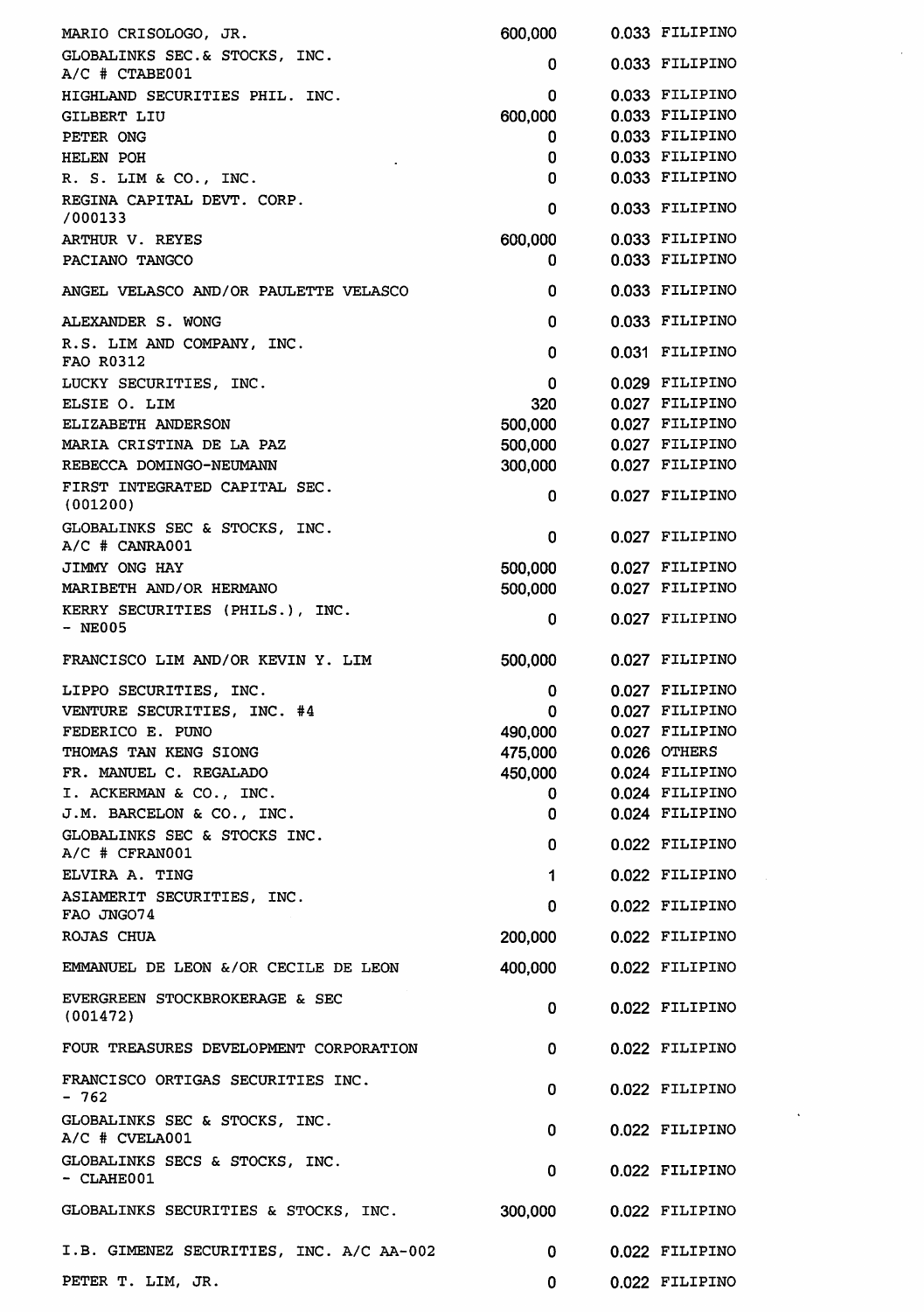| | | | |
|---|---|---|---|
| MARIO CRISOLOGO, JR. | 600,000 | 0.033 | FILIPINO |
| GLOBALINKS SEC.& STOCKS, INC. A/C # CTABE001 | 0 | 0.033 | FILIPINO |
| HIGHLAND SECURITIES PHIL. INC. | 0 | 0.033 | FILIPINO |
| GILBERT LIU | 600,000 | 0.033 | FILIPINO |
| PETER ONG | 0 | 0.033 | FILIPINO |
| HELEN POH | 0 | 0.033 | FILIPINO |
| R. S. LIM & CO., INC. | 0 | 0.033 | FILIPINO |
| REGINA CAPITAL DEVT. CORP. /000133 | 0 | 0.033 | FILIPINO |
| ARTHUR V. REYES | 600,000 | 0.033 | FILIPINO |
| PACIANO TANGCO | 0 | 0.033 | FILIPINO |
| ANGEL VELASCO AND/OR PAULETTE VELASCO | 0 | 0.033 | FILIPINO |
| ALEXANDER S. WONG | 0 | 0.033 | FILIPINO |
| R.S. LIM AND COMPANY, INC. FAO R0312 | 0 | 0.031 | FILIPINO |
| LUCKY SECURITIES, INC. | 0 | 0.029 | FILIPINO |
| ELSIE O. LIM | 320 | 0.027 | FILIPINO |
| ELIZABETH ANDERSON | 500,000 | 0.027 | FILIPINO |
| MARIA CRISTINA DE LA PAZ | 500,000 | 0.027 | FILIPINO |
| REBECCA DOMINGO-NEUMANN | 300,000 | 0.027 | FILIPINO |
| FIRST INTEGRATED CAPITAL SEC. (001200) | 0 | 0.027 | FILIPINO |
| GLOBALINKS SEC & STOCKS, INC. A/C # CANRA001 | 0 | 0.027 | FILIPINO |
| JIMMY ONG HAY | 500,000 | 0.027 | FILIPINO |
| MARIBETH AND/OR HERMANO | 500,000 | 0.027 | FILIPINO |
| KERRY SECURITIES (PHILS.), INC. - NE005 | 0 | 0.027 | FILIPINO |
| FRANCISCO LIM AND/OR KEVIN Y. LIM | 500,000 | 0.027 | FILIPINO |
| LIPPO SECURITIES, INC. | 0 | 0.027 | FILIPINO |
| VENTURE SECURITIES, INC. #4 | 0 | 0.027 | FILIPINO |
| FEDERICO E. PUNO | 490,000 | 0.027 | FILIPINO |
| THOMAS TAN KENG SIONG | 475,000 | 0.026 | OTHERS |
| FR. MANUEL C. REGALADO | 450,000 | 0.024 | FILIPINO |
| I. ACKERMAN & CO., INC. | 0 | 0.024 | FILIPINO |
| J.M. BARCELON & CO., INC. | 0 | 0.024 | FILIPINO |
| GLOBALINKS SEC & STOCKS INC. A/C # CFRAN001 | 0 | 0.022 | FILIPINO |
| ELVIRA A. TING | 1 | 0.022 | FILIPINO |
| ASIAMERIT SECURITIES, INC. FAO JNGO74 | 0 | 0.022 | FILIPINO |
| ROJAS CHUA | 200,000 | 0.022 | FILIPINO |
| EMMANUEL DE LEON &/OR CECILE DE LEON | 400,000 | 0.022 | FILIPINO |
| EVERGREEN STOCKBROKERAGE & SEC (001472) | 0 | 0.022 | FILIPINO |
| FOUR TREASURES DEVELOPMENT CORPORATION | 0 | 0.022 | FILIPINO |
| FRANCISCO ORTIGAS SECURITIES INC. - 762 | 0 | 0.022 | FILIPINO |
| GLOBALINKS SEC & STOCKS, INC. A/C # CVELA001 | 0 | 0.022 | FILIPINO |
| GLOBALINKS SECS & STOCKS, INC. - CLAHE001 | 0 | 0.022 | FILIPINO |
| GLOBALINKS SECURITIES & STOCKS, INC. | 300,000 | 0.022 | FILIPINO |
| I.B. GIMENEZ SECURITIES, INC. A/C AA-002 | 0 | 0.022 | FILIPINO |
| PETER T. LIM, JR. | 0 | 0.022 | FILIPINO |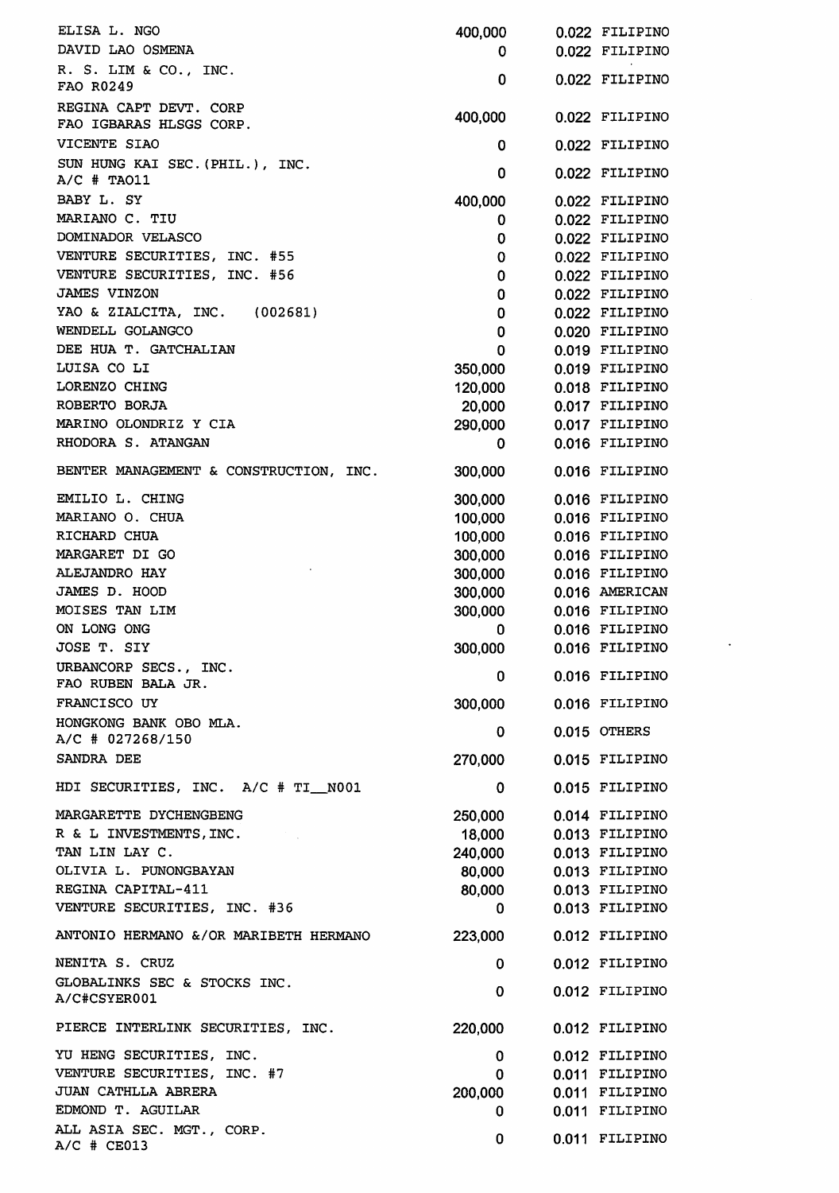| | | | |
|---|---|---|---|
| ELISA L. NGO | 400,000 | 0.022 | FILIPINO |
| DAVID LAO OSMENA | 0 | 0.022 | FILIPINO |
| R. S. LIM & CO., INC. FAO R0249 | 0 | 0.022 | FILIPINO |
| REGINA CAPT DEVT. CORP FAO IGBARAS HLSGS CORP. | 400,000 | 0.022 | FILIPINO |
| VICENTE SIAO | 0 | 0.022 | FILIPINO |
| SUN HUNG KAI SEC.(PHIL.), INC. A/C # TAO11 | 0 | 0.022 | FILIPINO |
| BABY L. SY | 400,000 | 0.022 | FILIPINO |
| MARIANO C. TIU | 0 | 0.022 | FILIPINO |
| DOMINADOR VELASCO | 0 | 0.022 | FILIPINO |
| VENTURE SECURITIES, INC. #55 | 0 | 0.022 | FILIPINO |
| VENTURE SECURITIES, INC. #56 | 0 | 0.022 | FILIPINO |
| JAMES VINZON | 0 | 0.022 | FILIPINO |
| YAO & ZIALCITA, INC. (002681) | 0 | 0.022 | FILIPINO |
| WENDELL GOLANGCO | 0 | 0.020 | FILIPINO |
| DEE HUA T. GATCHALIAN | 0 | 0.019 | FILIPINO |
| LUISA CO LI | 350,000 | 0.019 | FILIPINO |
| LORENZO CHING | 120,000 | 0.018 | FILIPINO |
| ROBERTO BORJA | 20,000 | 0.017 | FILIPINO |
| MARINO OLONDRIZ Y CIA | 290,000 | 0.017 | FILIPINO |
| RHODORA S. ATANGAN | 0 | 0.016 | FILIPINO |
| BENTER MANAGEMENT & CONSTRUCTION, INC. | 300,000 | 0.016 | FILIPINO |
| EMILIO L. CHING | 300,000 | 0.016 | FILIPINO |
| MARIANO O. CHUA | 100,000 | 0.016 | FILIPINO |
| RICHARD CHUA | 100,000 | 0.016 | FILIPINO |
| MARGARET DI GO | 300,000 | 0.016 | FILIPINO |
| ALEJANDRO HAY | 300,000 | 0.016 | FILIPINO |
| JAMES D. HOOD | 300,000 | 0.016 | AMERICAN |
| MOISES TAN LIM | 300,000 | 0.016 | FILIPINO |
| ON LONG ONG | 0 | 0.016 | FILIPINO |
| JOSE T. SIY | 300,000 | 0.016 | FILIPINO |
| URBANCORP SECS., INC. FAO RUBEN BALA JR. | 0 | 0.016 | FILIPINO |
| FRANCISCO UY | 300,000 | 0.016 | FILIPINO |
| HONGKONG BANK OBO MLA. A/C # 027268/150 | 0 | 0.015 | OTHERS |
| SANDRA DEE | 270,000 | 0.015 | FILIPINO |
| HDI SECURITIES, INC. A/C # TI__N001 | 0 | 0.015 | FILIPINO |
| MARGARETTE DYCHENGBENG | 250,000 | 0.014 | FILIPINO |
| R & L INVESTMENTS,INC. | 18,000 | 0.013 | FILIPINO |
| TAN LIN LAY C. | 240,000 | 0.013 | FILIPINO |
| OLIVIA L. PUNONGBAYAN | 80,000 | 0.013 | FILIPINO |
| REGINA CAPITAL-411 | 80,000 | 0.013 | FILIPINO |
| VENTURE SECURITIES, INC. #36 | 0 | 0.013 | FILIPINO |
| ANTONIO HERMANO &/OR MARIBETH HERMANO | 223,000 | 0.012 | FILIPINO |
| NENITA S. CRUZ | 0 | 0.012 | FILIPINO |
| GLOBALINKS SEC & STOCKS INC. A/C#CSYER001 | 0 | 0.012 | FILIPINO |
| PIERCE INTERLINK SECURITIES, INC. | 220,000 | 0.012 | FILIPINO |
| YU HENG SECURITIES, INC. | 0 | 0.012 | FILIPINO |
| VENTURE SECURITIES, INC. #7 | 0 | 0.011 | FILIPINO |
| JUAN CATHLLA ABRERA | 200,000 | 0.011 | FILIPINO |
| EDMOND T. AGUILAR | 0 | 0.011 | FILIPINO |
| ALL ASIA SEC. MGT., CORP. A/C # CE013 | 0 | 0.011 | FILIPINO |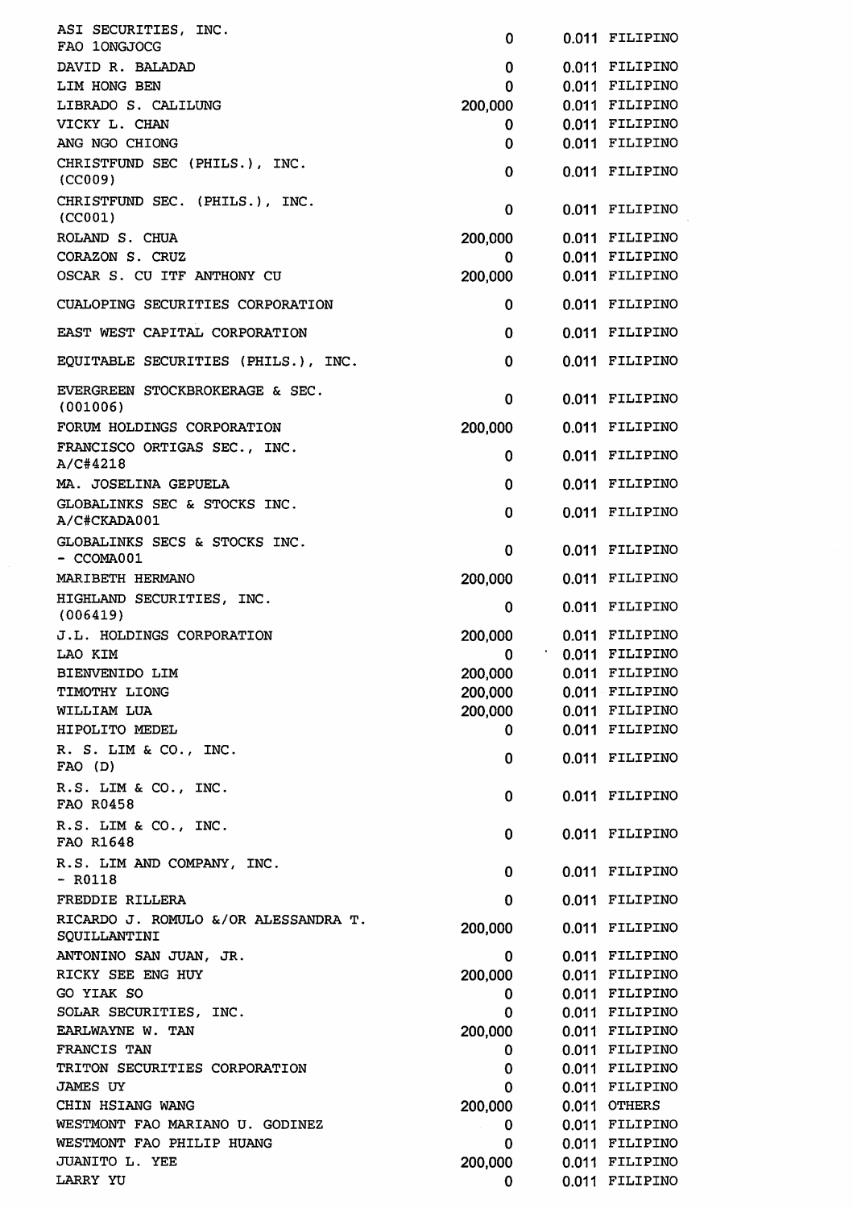| | | | |
|---|---|---|---|
| ASI SECURITIES, INC. FAO 1ONGJOCG | 0 | 0.011 | FILIPINO |
| DAVID R. BALADAD | 0 | 0.011 | FILIPINO |
| LIM HONG BEN | 0 | 0.011 | FILIPINO |
| LIBRADO S. CALILUNG | 200,000 | 0.011 | FILIPINO |
| VICKY L. CHAN | 0 | 0.011 | FILIPINO |
| ANG NGO CHIONG | 0 | 0.011 | FILIPINO |
| CHRISTFUND SEC (PHILS.), INC. (CC009) | 0 | 0.011 | FILIPINO |
| CHRISTFUND SEC. (PHILS.), INC. (CC001) | 0 | 0.011 | FILIPINO |
| ROLAND S. CHUA | 200,000 | 0.011 | FILIPINO |
| CORAZON S. CRUZ | 0 | 0.011 | FILIPINO |
| OSCAR S. CU ITF ANTHONY CU | 200,000 | 0.011 | FILIPINO |
| CUALOPING SECURITIES CORPORATION | 0 | 0.011 | FILIPINO |
| EAST WEST CAPITAL CORPORATION | 0 | 0.011 | FILIPINO |
| EQUITABLE SECURITIES (PHILS.), INC. | 0 | 0.011 | FILIPINO |
| EVERGREEN STOCKBROKERAGE & SEC. (001006) | 0 | 0.011 | FILIPINO |
| FORUM HOLDINGS CORPORATION | 200,000 | 0.011 | FILIPINO |
| FRANCISCO ORTIGAS SEC., INC. A/C#4218 | 0 | 0.011 | FILIPINO |
| MA. JOSELINA GEPUELA | 0 | 0.011 | FILIPINO |
| GLOBALINKS SEC & STOCKS INC. A/C#CKADA001 | 0 | 0.011 | FILIPINO |
| GLOBALINKS SECS & STOCKS INC. - CCOMA001 | 0 | 0.011 | FILIPINO |
| MARIBETH HERMANO | 200,000 | 0.011 | FILIPINO |
| HIGHLAND SECURITIES, INC. (006419) | 0 | 0.011 | FILIPINO |
| J.L. HOLDINGS CORPORATION | 200,000 | 0.011 | FILIPINO |
| LAO KIM | 0 | 0.011 | FILIPINO |
| BIENVENIDO LIM | 200,000 | 0.011 | FILIPINO |
| TIMOTHY LIONG | 200,000 | 0.011 | FILIPINO |
| WILLIAM LUA | 200,000 | 0.011 | FILIPINO |
| HIPOLITO MEDEL | 0 | 0.011 | FILIPINO |
| R. S. LIM & CO., INC. FAO (D) | 0 | 0.011 | FILIPINO |
| R.S. LIM & CO., INC. FAO R0458 | 0 | 0.011 | FILIPINO |
| R.S. LIM & CO., INC. FAO R1648 | 0 | 0.011 | FILIPINO |
| R.S. LIM AND COMPANY, INC. - R0118 | 0 | 0.011 | FILIPINO |
| FREDDIE RILLERA | 0 | 0.011 | FILIPINO |
| RICARDO J. ROMULO &/OR ALESSANDRA T. SQUILLANTINI | 200,000 | 0.011 | FILIPINO |
| ANTONINO SAN JUAN, JR. | 0 | 0.011 | FILIPINO |
| RICKY SEE ENG HUY | 200,000 | 0.011 | FILIPINO |
| GO YIAK SO | 0 | 0.011 | FILIPINO |
| SOLAR SECURITIES, INC. | 0 | 0.011 | FILIPINO |
| EARLWAYNE W. TAN | 200,000 | 0.011 | FILIPINO |
| FRANCIS TAN | 0 | 0.011 | FILIPINO |
| TRITON SECURITIES CORPORATION | 0 | 0.011 | FILIPINO |
| JAMES UY | 0 | 0.011 | FILIPINO |
| CHIN HSIANG WANG | 200,000 | 0.011 | OTHERS |
| WESTMONT FAO MARIANO U. GODINEZ | 0 | 0.011 | FILIPINO |
| WESTMONT FAO PHILIP HUANG | 0 | 0.011 | FILIPINO |
| JUANITO L. YEE | 200,000 | 0.011 | FILIPINO |
| LARRY YU | 0 | 0.011 | FILIPINO |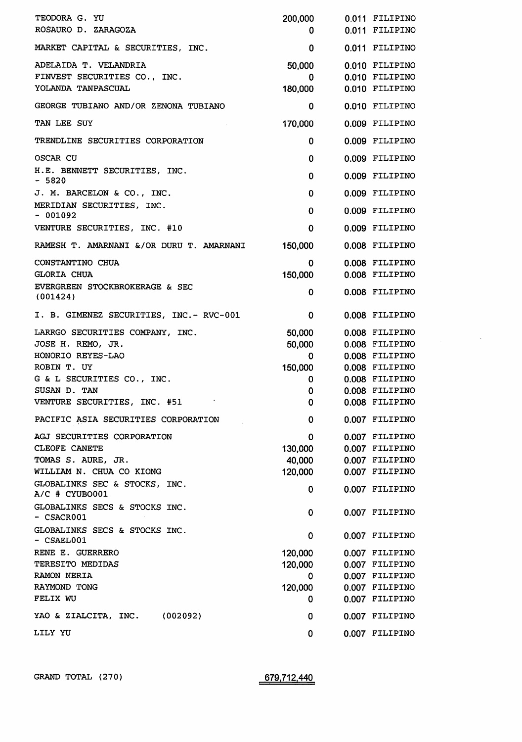| | | | |
|---|---|---|---|
| TEODORA G. YU | 200,000 | 0.011 | FILIPINO |
| ROSAURO D. ZARAGOZA | 0 | 0.011 | FILIPINO |
| MARKET CAPITAL & SECURITIES, INC. | 0 | 0.011 | FILIPINO |
| ADELAIDA T. VELANDRIA | 50,000 | 0.010 | FILIPINO |
| FINVEST SECURITIES CO., INC. | 0 | 0.010 | FILIPINO |
| YOLANDA TANPASCUAL | 180,000 | 0.010 | FILIPINO |
| GEORGE TUBIANO AND/OR ZENONA TUBIANO | 0 | 0.010 | FILIPINO |
| TAN LEE SUY | 170,000 | 0.009 | FILIPINO |
| TRENDLINE SECURITIES CORPORATION | 0 | 0.009 | FILIPINO |
| OSCAR CU | 0 | 0.009 | FILIPINO |
| H.E. BENNETT SECURITIES, INC. - 5820 | 0 | 0.009 | FILIPINO |
| J. M. BARCELON & CO., INC. | 0 | 0.009 | FILIPINO |
| MERIDIAN SECURITIES, INC. - 001092 | 0 | 0.009 | FILIPINO |
| VENTURE SECURITIES, INC. #10 | 0 | 0.009 | FILIPINO |
| RAMESH T. AMARNANI &/OR DURU T. AMARNANI | 150,000 | 0.008 | FILIPINO |
| CONSTANTINO CHUA | 0 | 0.008 | FILIPINO |
| GLORIA CHUA | 150,000 | 0.008 | FILIPINO |
| EVERGREEN STOCKBROKERAGE & SEC (001424) | 0 | 0.008 | FILIPINO |
| I. B. GIMENEZ SECURITIES, INC.- RVC-001 | 0 | 0.008 | FILIPINO |
| LARRGO SECURITIES COMPANY, INC. | 50,000 | 0.008 | FILIPINO |
| JOSE H. REMO, JR. | 50,000 | 0.008 | FILIPINO |
| HONORIO REYES-LAO | 0 | 0.008 | FILIPINO |
| ROBIN T. UY | 150,000 | 0.008 | FILIPINO |
| G & L SECURITIES CO., INC. | 0 | 0.008 | FILIPINO |
| SUSAN D. TAN | 0 | 0.008 | FILIPINO |
| VENTURE SECURITIES, INC. #51 | 0 | 0.008 | FILIPINO |
| PACIFIC ASIA SECURITIES CORPORATION | 0 | 0.007 | FILIPINO |
| AGJ SECURITIES CORPORATION | 0 | 0.007 | FILIPINO |
| CLEOFE CANETE | 130,000 | 0.007 | FILIPINO |
| TOMAS S. AURE, JR. | 40,000 | 0.007 | FILIPINO |
| WILLIAM N. CHUA CO KIONG | 120,000 | 0.007 | FILIPINO |
| GLOBALINKS SEC & STOCKS, INC. A/C # CYUB0001 | 0 | 0.007 | FILIPINO |
| GLOBALINKS SECS & STOCKS INC. - CSACR001 | 0 | 0.007 | FILIPINO |
| GLOBALINKS SECS & STOCKS INC. - CSAEL001 | 0 | 0.007 | FILIPINO |
| RENE E. GUERRERO | 120,000 | 0.007 | FILIPINO |
| TERESITO MEDIDAS | 120,000 | 0.007 | FILIPINO |
| RAMON NERIA | 0 | 0.007 | FILIPINO |
| RAYMOND TONG | 120,000 | 0.007 | FILIPINO |
| FELIX WU | 0 | 0.007 | FILIPINO |
| YAO & ZIALCITA, INC. (002092) | 0 | 0.007 | FILIPINO |
| LILY YU | 0 | 0.007 | FILIPINO |

GRAND TOTAL (270) 679,712,440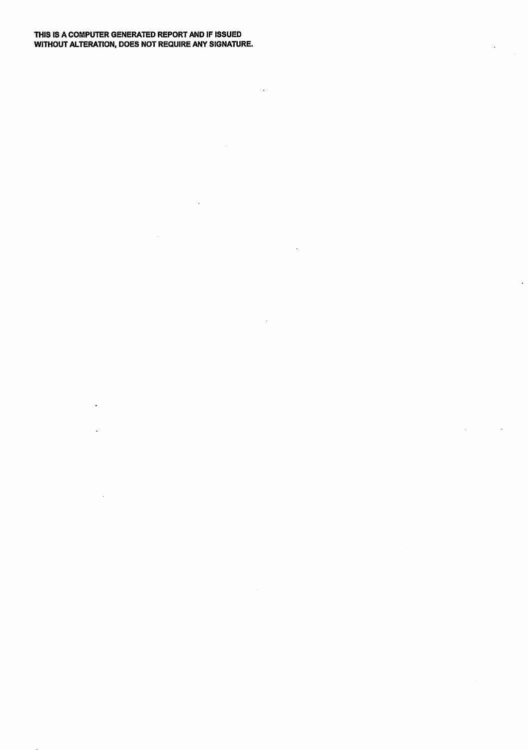**THIS IS A COMPUTER GENERATED REPORT AND IF ISSUED WITHOUT ALTERATION, DOES NOT REQUIRE ANY SIGNATURE.**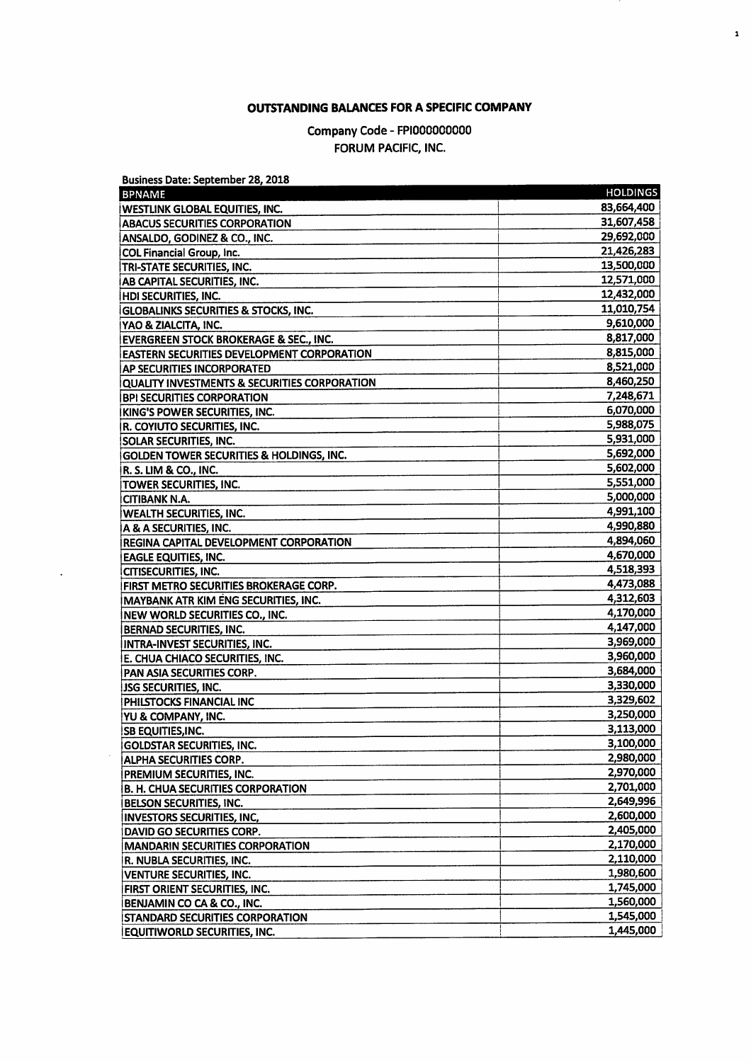# OUTSTANDING BALANCES FOR A SPECIFIC COMPANY

Company Code - FPI000000000
FORUM PACIFIC, INC.

Business Date: September 28, 2018

| BPNAME | HOLDINGS |
|---|---|
| WESTLINK GLOBAL EQUITIES, INC. | 83,664,400 |
| ABACUS SECURITIES CORPORATION | 31,607,458 |
| ANSALDO, GODINEZ & CO., INC. | 29,692,000 |
| COL Financial Group, Inc. | 21,426,283 |
| TRI-STATE SECURITIES, INC. | 13,500,000 |
| AB CAPITAL SECURITIES, INC. | 12,571,000 |
| HDI SECURITIES, INC. | 12,432,000 |
| GLOBALINKS SECURITIES & STOCKS, INC. | 11,010,754 |
| YAO & ZIALCITA, INC. | 9,610,000 |
| EVERGREEN STOCK BROKERAGE & SEC., INC. | 8,817,000 |
| EASTERN SECURITIES DEVELOPMENT CORPORATION | 8,815,000 |
| AP SECURITIES INCORPORATED | 8,521,000 |
| QUALITY INVESTMENTS & SECURITIES CORPORATION | 8,460,250 |
| BPI SECURITIES CORPORATION | 7,248,671 |
| KING'S POWER SECURITIES, INC. | 6,070,000 |
| R. COYIUTO SECURITIES, INC. | 5,988,075 |
| SOLAR SECURITIES, INC. | 5,931,000 |
| GOLDEN TOWER SECURITIES & HOLDINGS, INC. | 5,692,000 |
| R. S. LIM & CO., INC. | 5,602,000 |
| TOWER SECURITIES, INC. | 5,551,000 |
| CITIBANK N.A. | 5,000,000 |
| WEALTH SECURITIES, INC. | 4,991,100 |
| A & A SECURITIES, INC. | 4,990,880 |
| REGINA CAPITAL DEVELOPMENT CORPORATION | 4,894,060 |
| EAGLE EQUITIES, INC. | 4,670,000 |
| CITISECURITIES, INC. | 4,518,393 |
| FIRST METRO SECURITIES BROKERAGE CORP. | 4,473,088 |
| MAYBANK ATR KIM ENG SECURITIES, INC. | 4,312,603 |
| NEW WORLD SECURITIES CO., INC. | 4,170,000 |
| BERNAD SECURITIES, INC. | 4,147,000 |
| INTRA-INVEST SECURITIES, INC. | 3,969,000 |
| E. CHUA CHIACO SECURITIES, INC. | 3,960,000 |
| PAN ASIA SECURITIES CORP. | 3,684,000 |
| JSG SECURITIES, INC. | 3,330,000 |
| PHILSTOCKS FINANCIAL INC | 3,329,602 |
| YU & COMPANY, INC. | 3,250,000 |
| SB EQUITIES,INC. | 3,113,000 |
| GOLDSTAR SECURITIES, INC. | 3,100,000 |
| ALPHA SECURITIES CORP. | 2,980,000 |
| PREMIUM SECURITIES, INC. | 2,970,000 |
| B. H. CHUA SECURITIES CORPORATION | 2,701,000 |
| BELSON SECURITIES, INC. | 2,649,996 |
| INVESTORS SECURITIES, INC, | 2,600,000 |
| DAVID GO SECURITIES CORP. | 2,405,000 |
| MANDARIN SECURITIES CORPORATION | 2,170,000 |
| R. NUBLA SECURITIES, INC. | 2,110,000 |
| VENTURE SECURITIES, INC. | 1,980,600 |
| FIRST ORIENT SECURITIES, INC. | 1,745,000 |
| BENJAMIN CO CA & CO., INC. | 1,560,000 |
| STANDARD SECURITIES CORPORATION | 1,545,000 |
| EQUITIWORLD SECURITIES, INC. | 1,445,000 |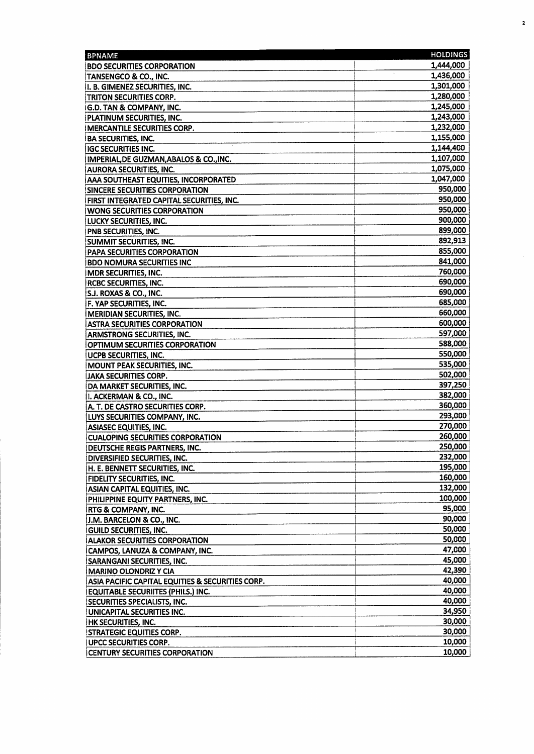| BPNAME | HOLDINGS |
|---|---|
| BDO SECURITIES CORPORATION | 1,444,000 |
| TANSENGCO & CO., INC. | 1,436,000 |
| I. B. GIMENEZ SECURITIES, INC. | 1,301,000 |
| TRITON SECURITIES CORP. | 1,280,000 |
| G.D. TAN & COMPANY, INC. | 1,245,000 |
| PLATINUM SECURITIES, INC. | 1,243,000 |
| MERCANTILE SECURITIES CORP. | 1,232,000 |
| BA SECURITIES, INC. | 1,155,000 |
| IGC SECURITIES INC. | 1,144,400 |
| IMPERIAL,DE GUZMAN,ABALOS & CO.,INC. | 1,107,000 |
| AURORA SECURITIES, INC. | 1,075,000 |
| AAA SOUTHEAST EQUITIES, INCORPORATED | 1,047,000 |
| SINCERE SECURITIES CORPORATION | 950,000 |
| FIRST INTEGRATED CAPITAL SECURITIES, INC. | 950,000 |
| WONG SECURITIES CORPORATION | 950,000 |
| LUCKY SECURITIES, INC. | 900,000 |
| PNB SECURITIES, INC. | 899,000 |
| SUMMIT SECURITIES, INC. | 892,913 |
| PAPA SECURITIES CORPORATION | 855,000 |
| BDO NOMURA SECURITIES INC | 841,000 |
| MDR SECURITIES, INC. | 760,000 |
| RCBC SECURITIES, INC. | 690,000 |
| S.J. ROXAS & CO., INC. | 690,000 |
| F. YAP SECURITIES, INC. | 685,000 |
| MERIDIAN SECURITIES, INC. | 660,000 |
| ASTRA SECURITIES CORPORATION | 600,000 |
| ARMSTRONG SECURITIES, INC. | 597,000 |
| OPTIMUM SECURITIES CORPORATION | 588,000 |
| UCPB SECURITIES, INC. | 550,000 |
| MOUNT PEAK SECURITIES, INC. | 535,000 |
| JAKA SECURITIES CORP. | 502,000 |
| DA MARKET SECURITIES, INC. | 397,250 |
| I. ACKERMAN & CO., INC. | 382,000 |
| A. T. DE CASTRO SECURITIES CORP. | 360,000 |
| LUYS SECURITIES COMPANY, INC. | 293,000 |
| ASIASEC EQUITIES, INC. | 270,000 |
| CUALOPING SECURITIES CORPORATION | 260,000 |
| DEUTSCHE REGIS PARTNERS, INC. | 250,000 |
| DIVERSIFIED SECURITIES, INC. | 232,000 |
| H. E. BENNETT SECURITIES, INC. | 195,000 |
| FIDELITY SECURITIES, INC. | 160,000 |
| ASIAN CAPITAL EQUITIES, INC. | 132,000 |
| PHILIPPINE EQUITY PARTNERS, INC. | 100,000 |
| RTG & COMPANY, INC. | 95,000 |
| J.M. BARCELON & CO., INC. | 90,000 |
| GUILD SECURITIES, INC. | 50,000 |
| ALAKOR SECURITIES CORPORATION | 50,000 |
| CAMPOS, LANUZA & COMPANY, INC. | 47,000 |
| SARANGANI SECURITIES, INC. | 45,000 |
| MARINO OLONDRIZ Y CIA | 42,390 |
| ASIA PACIFIC CAPITAL EQUITIES & SECURITIES CORP. | 40,000 |
| EQUITABLE SECURIITES (PHILS.) INC. | 40,000 |
| SECURITIES SPECIALISTS, INC. | 40,000 |
| UNICAPITAL SECURITIES INC. | 34,950 |
| HK SECURITIES, INC. | 30,000 |
| STRATEGIC EQUITIES CORP. | 30,000 |
| UPCC SECURITIES CORP. | 10,000 |
| CENTURY SECURITIES CORPORATION | 10,000 |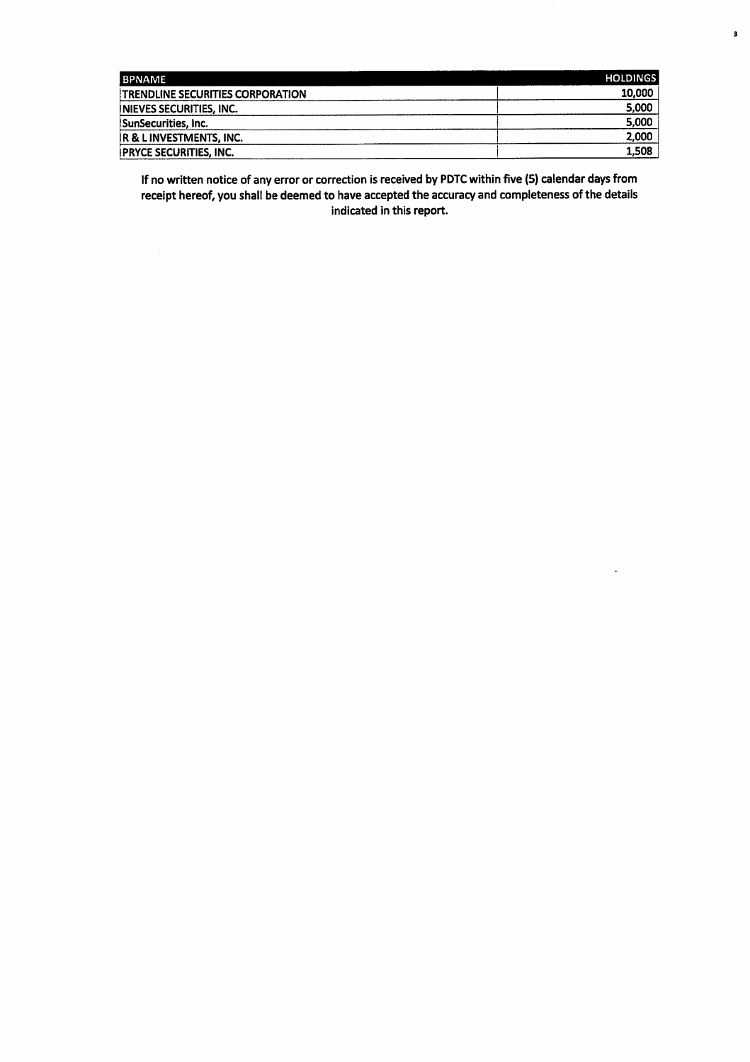| BPNAME | HOLDINGS |
|---|---|
| TRENDLINE SECURITIES CORPORATION | 10,000 |
| NIEVES SECURITIES, INC. | 5,000 |
| SunSecurities, Inc. | 5,000 |
| R & L INVESTMENTS, INC. | 2,000 |
| PRYCE SECURITIES, INC. | 1,508 |

**If no written notice of any error or correction is received by PDTC within five (5) calendar days from receipt hereof, you shall be deemed to have accepted the accuracy and completeness of the details indicated in this report.**